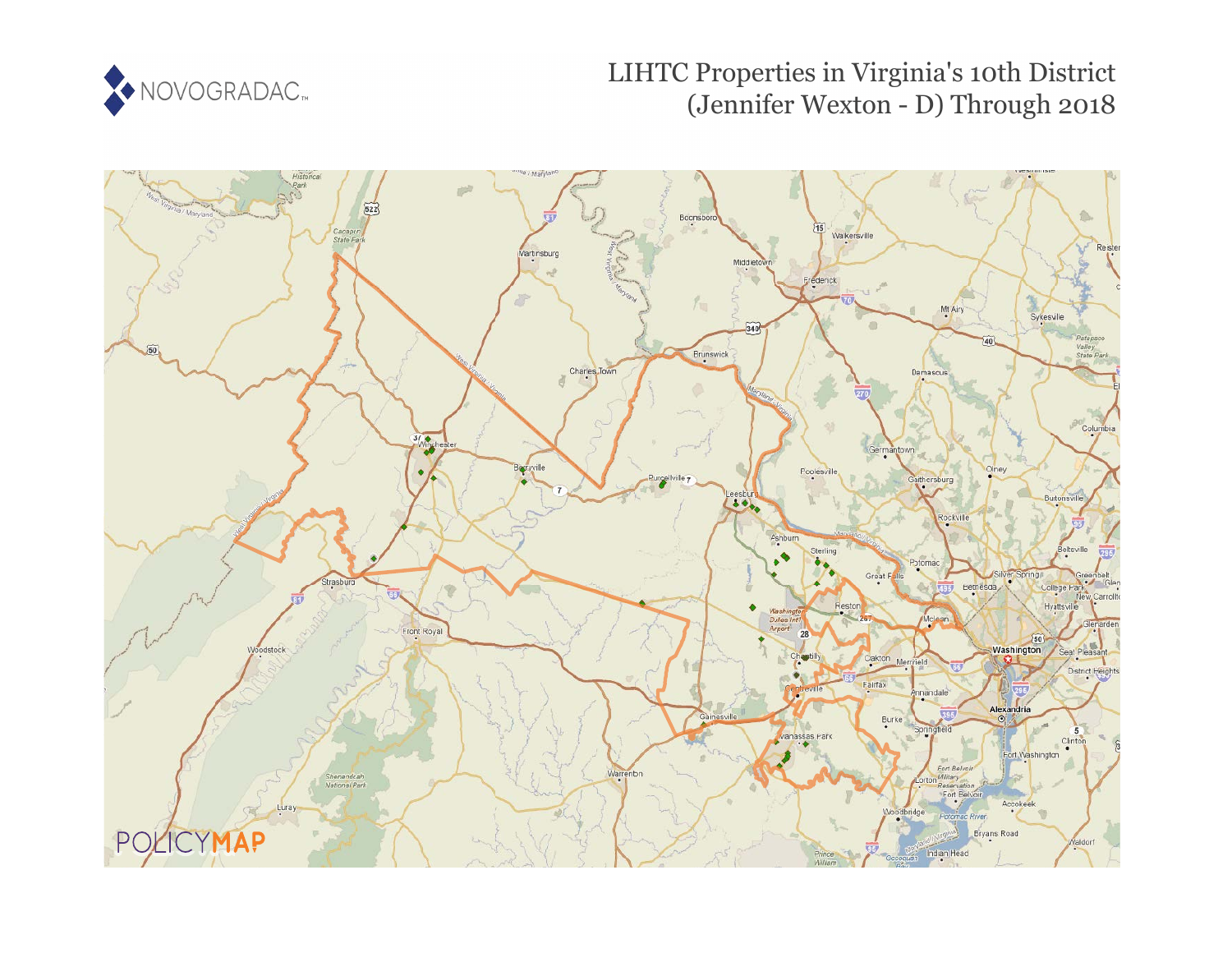NOVOGRADAC

# LIHTC Properties in Virginia's 10th District (Jennifer Wexton - D) Through 2018

POLICYMAP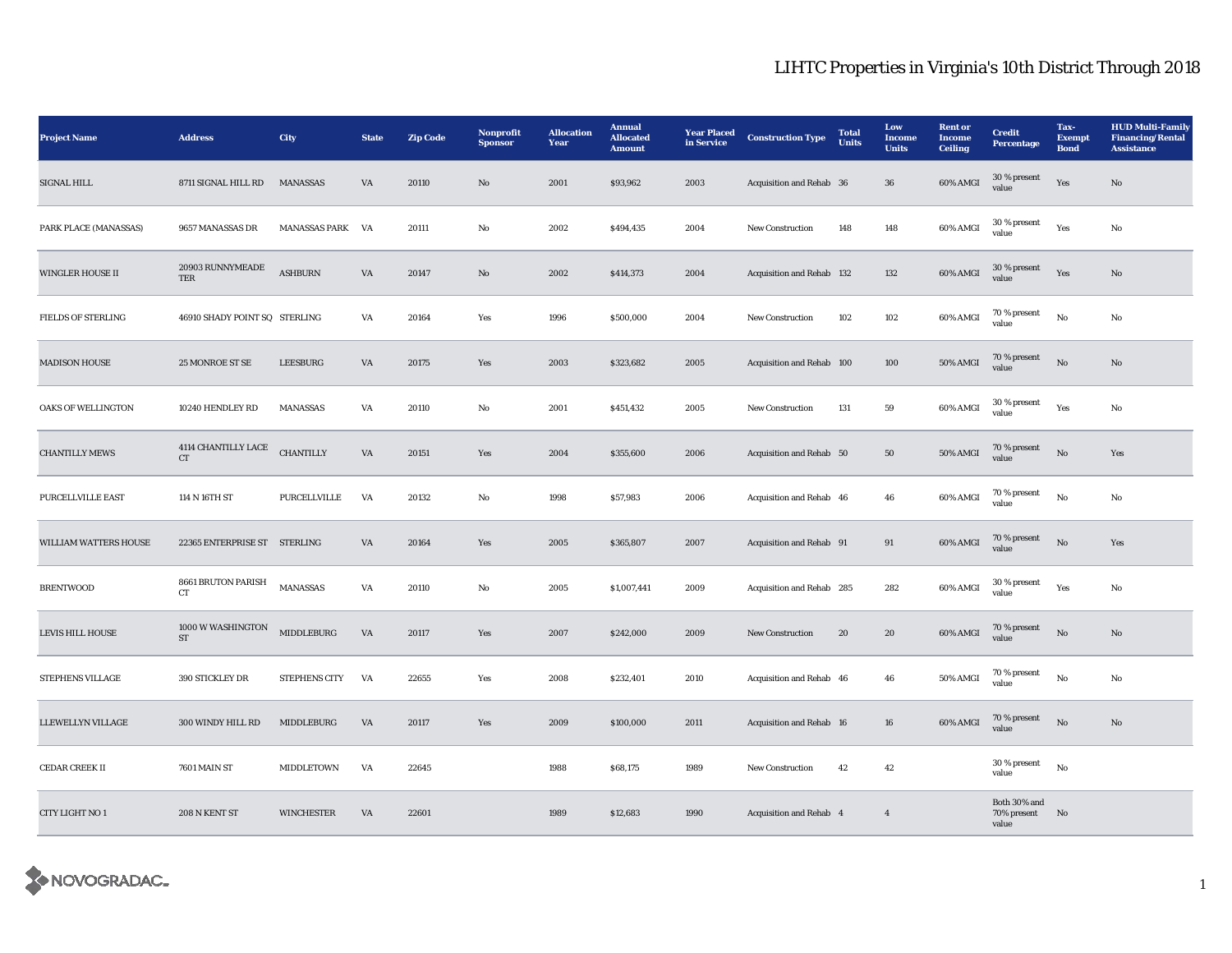# LIHTC Properties in Virginia's 10th District Through 2018

| Project Name | Address | City | State | Zip Code | Nonprofit Sponsor | Allocation Year | Annual Allocated Amount | Year Placed in Service | Construction Type | Total Units | Low Income Units | Rent or Income Ceiling | Credit Percentage | Tax-Exempt Bond | HUD Multi-Family Financing/Rental Assistance |
|---|---|---|---|---|---|---|---|---|---|---|---|---|---|---|---|
| SIGNAL HILL | 8711 SIGNAL HILL RD | MANASSAS | VA | 20110 | No | 2001 | $93,962 | 2003 | Acquisition and Rehab | 36 | 36 | 60% AMGI | 30 % present value | Yes | No |
| PARK PLACE (MANASSAS) | 9657 MANASSAS DR | MANASSAS PARK | VA | 20111 | No | 2002 | $494,435 | 2004 | New Construction | 148 | 148 | 60% AMGI | 30 % present value | Yes | No |
| WINGLER HOUSE II | 20903 RUNNYMEADE TER | ASHBURN | VA | 20147 | No | 2002 | $414,373 | 2004 | Acquisition and Rehab | 132 | 132 | 60% AMGI | 30 % present value | Yes | No |
| FIELDS OF STERLING | 46910 SHADY POINT SQ | STERLING | VA | 20164 | Yes | 1996 | $500,000 | 2004 | New Construction | 102 | 102 | 60% AMGI | 70 % present value | No | No |
| MADISON HOUSE | 25 MONROE ST SE | LEESBURG | VA | 20175 | Yes | 2003 | $323,682 | 2005 | Acquisition and Rehab | 100 | 100 | 50% AMGI | 70 % present value | No | No |
| OAKS OF WELLINGTON | 10240 HENDLEY RD | MANASSAS | VA | 20110 | No | 2001 | $451,432 | 2005 | New Construction | 131 | 59 | 60% AMGI | 30 % present value | Yes | No |
| CHANTILLY MEWS | 4114 CHANTILLY LACE CT | CHANTILLY | VA | 20151 | Yes | 2004 | $355,600 | 2006 | Acquisition and Rehab | 50 | 50 | 50% AMGI | 70 % present value | No | Yes |
| PURCELLVILLE EAST | 114 N 16TH ST | PURCELLVILLE | VA | 20132 | No | 1998 | $57,983 | 2006 | Acquisition and Rehab | 46 | 46 | 60% AMGI | 70 % present value | No | No |
| WILLIAM WATTERS HOUSE | 22365 ENTERPRISE ST | STERLING | VA | 20164 | Yes | 2005 | $365,807 | 2007 | Acquisition and Rehab | 91 | 91 | 60% AMGI | 70 % present value | No | Yes |
| BRENTWOOD | 8661 BRUTON PARISH CT | MANASSAS | VA | 20110 | No | 2005 | $1,007,441 | 2009 | Acquisition and Rehab | 285 | 282 | 60% AMGI | 30 % present value | Yes | No |
| LEVIS HILL HOUSE | 1000 W WASHINGTON ST | MIDDLEBURG | VA | 20117 | Yes | 2007 | $242,000 | 2009 | New Construction | 20 | 20 | 60% AMGI | 70 % present value | No | No |
| STEPHENS VILLAGE | 390 STICKLEY DR | STEPHENS CITY | VA | 22655 | Yes | 2008 | $232,401 | 2010 | Acquisition and Rehab | 46 | 46 | 50% AMGI | 70 % present value | No | No |
| LLEWELLYN VILLAGE | 300 WINDY HILL RD | MIDDLEBURG | VA | 20117 | Yes | 2009 | $100,000 | 2011 | Acquisition and Rehab | 16 | 16 | 60% AMGI | 70 % present value | No | No |
| CEDAR CREEK II | 7601 MAIN ST | MIDDLETOWN | VA | 22645 | | 1988 | $68,175 | 1989 | New Construction | 42 | 42 | | 30 % present value | No | |
| CITY LIGHT NO 1 | 208 N KENT ST | WINCHESTER | VA | 22601 | | 1989 | $12,683 | 1990 | Acquisition and Rehab | 4 | 4 | | Both 30% and 70% present value | No | |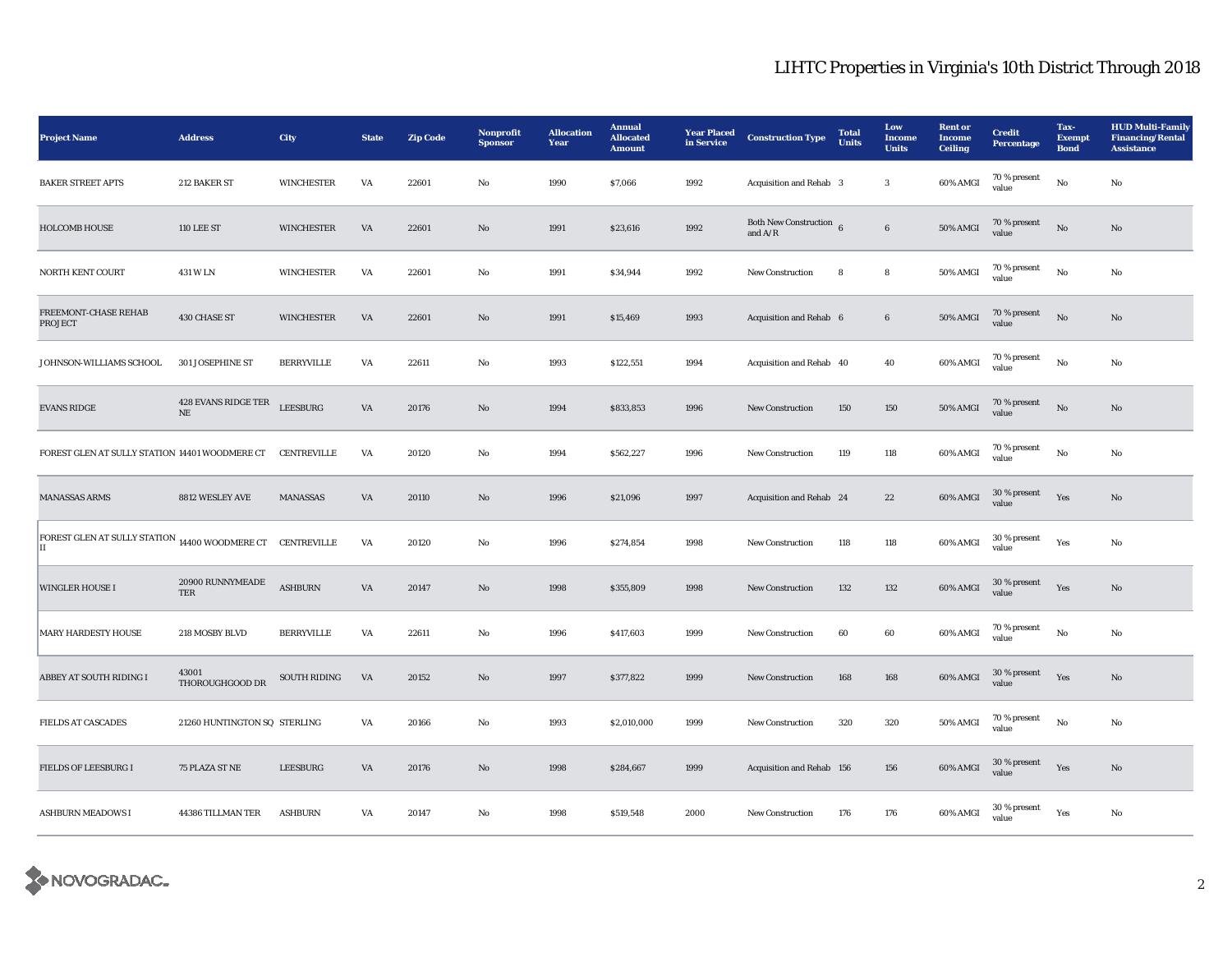# LIHTC Properties in Virginia's 10th District Through 2018

| Project Name | Address | City | State | Zip Code | Nonprofit Sponsor | Allocation Year | Annual Allocated Amount | Year Placed in Service | Construction Type | Total Units | Low Income Units | Rent or Income Ceiling | Credit Percentage | Tax-Exempt Bond | HUD Multi-Family Financing/Rental Assistance |
|---|---|---|---|---|---|---|---|---|---|---|---|---|---|---|---|
| BAKER STREET APTS | 212 BAKER ST | WINCHESTER | VA | 22601 | No | 1990 | $7,066 | 1992 | Acquisition and Rehab | 3 | 3 | 60% AMGI | 70 % present value | No | No |
| HOLCOMB HOUSE | 110 LEE ST | WINCHESTER | VA | 22601 | No | 1991 | $23,616 | 1992 | Both New Construction and A/R | 6 | 6 | 50% AMGI | 70 % present value | No | No |
| NORTH KENT COURT | 431 W LN | WINCHESTER | VA | 22601 | No | 1991 | $34,944 | 1992 | New Construction | 8 | 8 | 50% AMGI | 70 % present value | No | No |
| FREEMONT-CHASE REHAB PROJECT | 430 CHASE ST | WINCHESTER | VA | 22601 | No | 1991 | $15,469 | 1993 | Acquisition and Rehab | 6 | 6 | 50% AMGI | 70 % present value | No | No |
| JOHNSON-WILLIAMS SCHOOL | 301 JOSEPHINE ST | BERRYVILLE | VA | 22611 | No | 1993 | $122,551 | 1994 | Acquisition and Rehab | 40 | 40 | 60% AMGI | 70 % present value | No | No |
| EVANS RIDGE | 428 EVANS RIDGE TER NE | LEESBURG | VA | 20176 | No | 1994 | $833,853 | 1996 | New Construction | 150 | 150 | 50% AMGI | 70 % present value | No | No |
| FOREST GLEN AT SULLY STATION | 14401 WOODMERE CT | CENTREVILLE | VA | 20120 | No | 1994 | $562,227 | 1996 | New Construction | 119 | 118 | 60% AMGI | 70 % present value | No | No |
| MANASSAS ARMS | 8812 WESLEY AVE | MANASSAS | VA | 20110 | No | 1996 | $21,096 | 1997 | Acquisition and Rehab | 24 | 22 | 60% AMGI | 30 % present value | Yes | No |
| FOREST GLEN AT SULLY STATION II | 14400 WOODMERE CT | CENTREVILLE | VA | 20120 | No | 1996 | $274,854 | 1998 | New Construction | 118 | 118 | 60% AMGI | 30 % present value | Yes | No |
| WINGLER HOUSE I | 20900 RUNNYMEADE TER | ASHBURN | VA | 20147 | No | 1998 | $355,809 | 1998 | New Construction | 132 | 132 | 60% AMGI | 30 % present value | Yes | No |
| MARY HARDESTY HOUSE | 218 MOSBY BLVD | BERRYVILLE | VA | 22611 | No | 1996 | $417,603 | 1999 | New Construction | 60 | 60 | 60% AMGI | 70 % present value | No | No |
| ABBEY AT SOUTH RIDING I | 43001 THOROUGHGOOD DR | SOUTH RIDING | VA | 20152 | No | 1997 | $377,822 | 1999 | New Construction | 168 | 168 | 60% AMGI | 30 % present value | Yes | No |
| FIELDS AT CASCADES | 21260 HUNTINGTON SQ | STERLING | VA | 20166 | No | 1993 | $2,010,000 | 1999 | New Construction | 320 | 320 | 50% AMGI | 70 % present value | No | No |
| FIELDS OF LEESBURG I | 75 PLAZA ST NE | LEESBURG | VA | 20176 | No | 1998 | $284,667 | 1999 | Acquisition and Rehab | 156 | 156 | 60% AMGI | 30 % present value | Yes | No |
| ASHBURN MEADOWS I | 44386 TILLMAN TER | ASHBURN | VA | 20147 | No | 1998 | $519,548 | 2000 | New Construction | 176 | 176 | 60% AMGI | 30 % present value | Yes | No |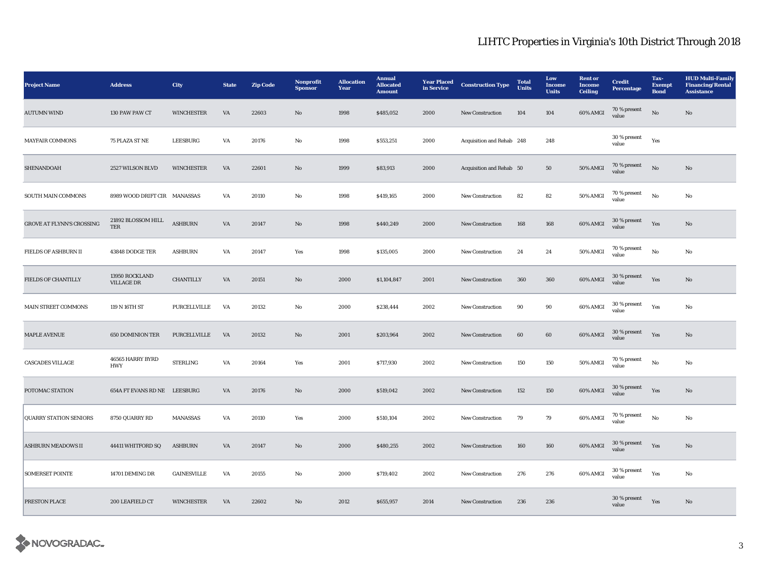## LIHTC Properties in Virginia's 10th District Through 2018

| Project Name | Address | City | State | Zip Code | Nonprofit Sponsor | Allocation Year | Annual Allocated Amount | Year Placed in Service | Construction Type | Total Units | Low Income Units | Rent or Income Ceiling | Credit Percentage | Tax-Exempt Bond | HUD Multi-Family Financing/Rental Assistance |
|---|---|---|---|---|---|---|---|---|---|---|---|---|---|---|---|
| AUTUMN WIND | 130 PAW PAW CT | WINCHESTER | VA | 22603 | No | 1998 | $485,052 | 2000 | New Construction | 104 | 104 | 60% AMGI | 70 % present value | No | No |
| MAYFAIR COMMONS | 75 PLAZA ST NE | LEESBURG | VA | 20176 | No | 1998 | $553,251 | 2000 | Acquisition and Rehab | 248 | 248 | | 30 % present value | Yes | |
| SHENANDOAH | 2527 WILSON BLVD | WINCHESTER | VA | 22601 | No | 1999 | $83,913 | 2000 | Acquisition and Rehab | 50 | 50 | 50% AMGI | 70 % present value | No | No |
| SOUTH MAIN COMMONS | 8989 WOOD DRIFT CIR | MANASSAS | VA | 20110 | No | 1998 | $419,165 | 2000 | New Construction | 82 | 82 | 50% AMGI | 70 % present value | No | No |
| GROVE AT FLYNN'S CROSSING | 21892 BLOSSOM HILL TER | ASHBURN | VA | 20147 | No | 1998 | $440,249 | 2000 | New Construction | 168 | 168 | 60% AMGI | 30 % present value | Yes | No |
| FIELDS OF ASHBURN II | 43848 DODGE TER | ASHBURN | VA | 20147 | Yes | 1998 | $135,005 | 2000 | New Construction | 24 | 24 | 50% AMGI | 70 % present value | No | No |
| FIELDS OF CHANTILLY | 13950 ROCKLAND VILLAGE DR | CHANTILLY | VA | 20151 | No | 2000 | $1,104,847 | 2001 | New Construction | 360 | 360 | 60% AMGI | 30 % present value | Yes | No |
| MAIN STREET COMMONS | 119 N 16TH ST | PURCELLVILLE | VA | 20132 | No | 2000 | $238,444 | 2002 | New Construction | 90 | 90 | 60% AMGI | 30 % present value | Yes | No |
| MAPLE AVENUE | 650 DOMINION TER | PURCELLVILLE | VA | 20132 | No | 2001 | $203,964 | 2002 | New Construction | 60 | 60 | 60% AMGI | 30 % present value | Yes | No |
| CASCADES VILLAGE | 46565 HARRY BYRD HWY | STERLING | VA | 20164 | Yes | 2001 | $717,930 | 2002 | New Construction | 150 | 150 | 50% AMGI | 70 % present value | No | No |
| POTOMAC STATION | 654A FT EVANS RD NE | LEESBURG | VA | 20176 | No | 2000 | $519,042 | 2002 | New Construction | 152 | 150 | 60% AMGI | 30 % present value | Yes | No |
| QUARRY STATION SENIORS | 8750 QUARRY RD | MANASSAS | VA | 20110 | Yes | 2000 | $510,104 | 2002 | New Construction | 79 | 79 | 60% AMGI | 70 % present value | No | No |
| ASHBURN MEADOWS II | 44411 WHITFORD SQ | ASHBURN | VA | 20147 | No | 2000 | $480,255 | 2002 | New Construction | 160 | 160 | 60% AMGI | 30 % present value | Yes | No |
| SOMERSET POINTE | 14701 DEMING DR | GAINESVILLE | VA | 20155 | No | 2000 | $719,402 | 2002 | New Construction | 276 | 276 | 60% AMGI | 30 % present value | Yes | No |
| PRESTON PLACE | 200 LEAFIELD CT | WINCHESTER | VA | 22602 | No | 2012 | $655,957 | 2014 | New Construction | 236 | 236 | | 30 % present value | Yes | No |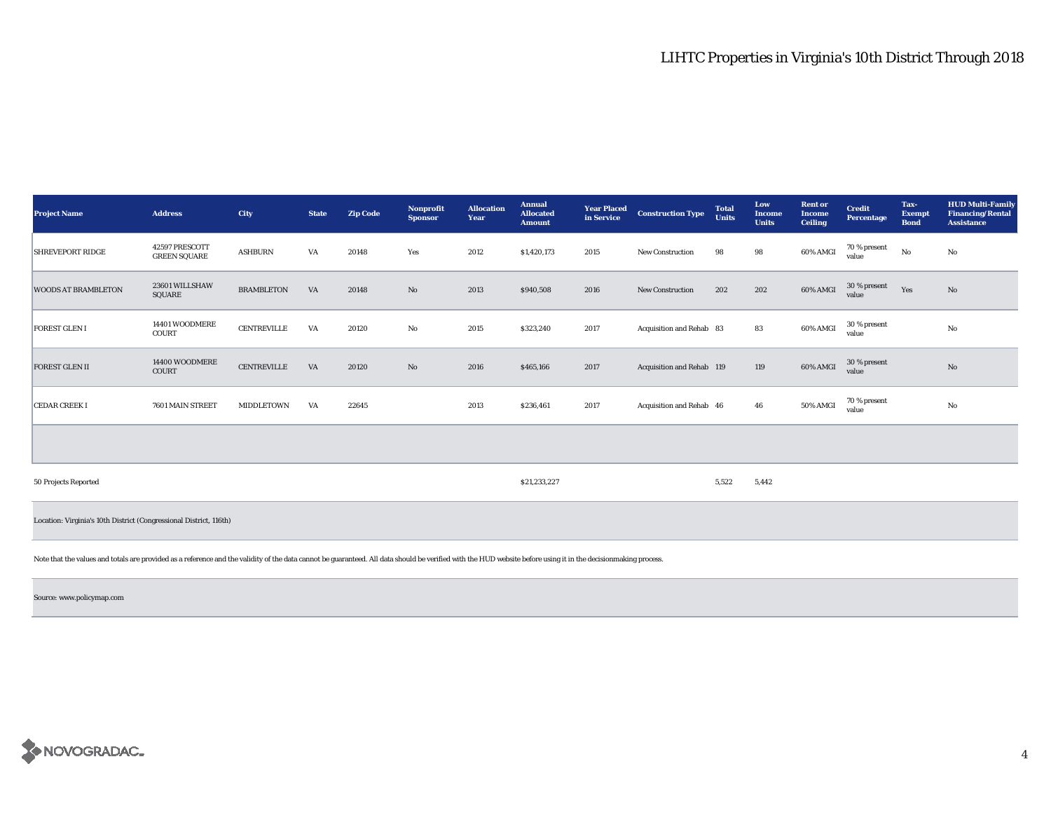# LIHTC Properties in Virginia's 10th District Through 2018

| Project Name | Address | City | State | Zip Code | Nonprofit Sponsor | Allocation Year | Annual Allocated Amount | Year Placed in Service | Construction Type | Total Units | Low Income Units | Rent or Income Ceiling | Credit Percentage | Tax-Exempt Bond | HUD Multi-Family Financing/Rental Assistance |
|---|---|---|---|---|---|---|---|---|---|---|---|---|---|---|---|
| SHREVEPORT RIDGE | 42597 PRESCOTT GREEN SQUARE | ASHBURN | VA | 20148 | Yes | 2012 | $1,420,173 | 2015 | New Construction | 98 | 98 | 60% AMGI | 70 % present value | No | No |
| WOODS AT BRAMBLETON | 23601 WILLSHAW SQUARE | BRAMBLETON | VA | 20148 | No | 2013 | $940,508 | 2016 | New Construction | 202 | 202 | 60% AMGI | 30 % present value | Yes | No |
| FOREST GLEN I | 14401 WOODMERE COURT | CENTREVILLE | VA | 20120 | No | 2015 | $323,240 | 2017 | Acquisition and Rehab | 83 | 83 | 60% AMGI | 30 % present value | | No |
| FOREST GLEN II | 14400 WOODMERE COURT | CENTREVILLE | VA | 20120 | No | 2016 | $465,166 | 2017 | Acquisition and Rehab | 119 | 119 | 60% AMGI | 30 % present value | | No |
| CEDAR CREEK I | 7601 MAIN STREET | MIDDLETOWN | VA | 22645 | | 2013 | $236,461 | 2017 | Acquisition and Rehab | 46 | 46 | 50% AMGI | 70 % present value | | No |
| | | | | | | | | | | | | | | | |
| 50 Projects Reported | | | | | | | $21,233,227 | | | 5,522 | 5,442 | | | | |

Location: Virginia's 10th District (Congressional District, 116th)

Note that the values and totals are provided as a reference and the validity of the data cannot be guaranteed. All data should be verified with the HUD website before using it in the decisionmaking process.

Source: www.policymap.com